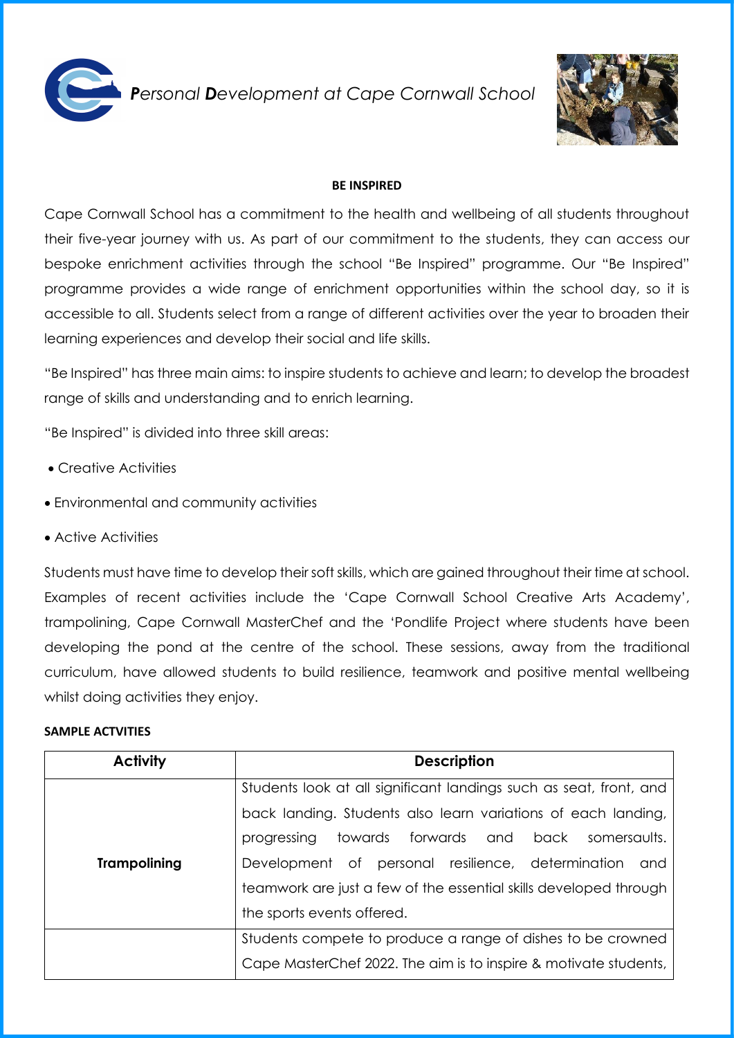# ***P**ersonal **D**evelopment at Cape Cornwall School*

## BE INSPIRED

Cape Cornwall School has a commitment to the health and wellbeing of all students throughout their five-year journey with us. As part of our commitment to the students, they can access our bespoke enrichment activities through the school "Be Inspired" programme. Our "Be Inspired" programme provides a wide range of enrichment opportunities within the school day, so it is accessible to all. Students select from a range of different activities over the year to broaden their learning experiences and develop their social and life skills.

"Be Inspired" has three main aims: to inspire students to achieve and learn; to develop the broadest range of skills and understanding and to enrich learning.

"Be Inspired" is divided into three skill areas:

- Creative Activities
- Environmental and community activities
- Active Activities

Students must have time to develop their soft skills, which are gained throughout their time at school. Examples of recent activities include the 'Cape Cornwall School Creative Arts Academy', trampolining, Cape Cornwall MasterChef and the 'Pondlife Project where students have been developing the pond at the centre of the school. These sessions, away from the traditional curriculum, have allowed students to build resilience, teamwork and positive mental wellbeing whilst doing activities they enjoy.

### SAMPLE ACTVITIES

| Activity | Description |
|---|---|
| **Trampolining** | Students look at all significant landings such as seat, front, and back landing. Students also learn variations of each landing, progressing towards forwards and back somersaults. Development of personal resilience, determination and teamwork are just a few of the essential skills developed through the sports events offered. |
| | Students compete to produce a range of dishes to be crowned Cape MasterChef 2022. The aim is to inspire & motivate students, |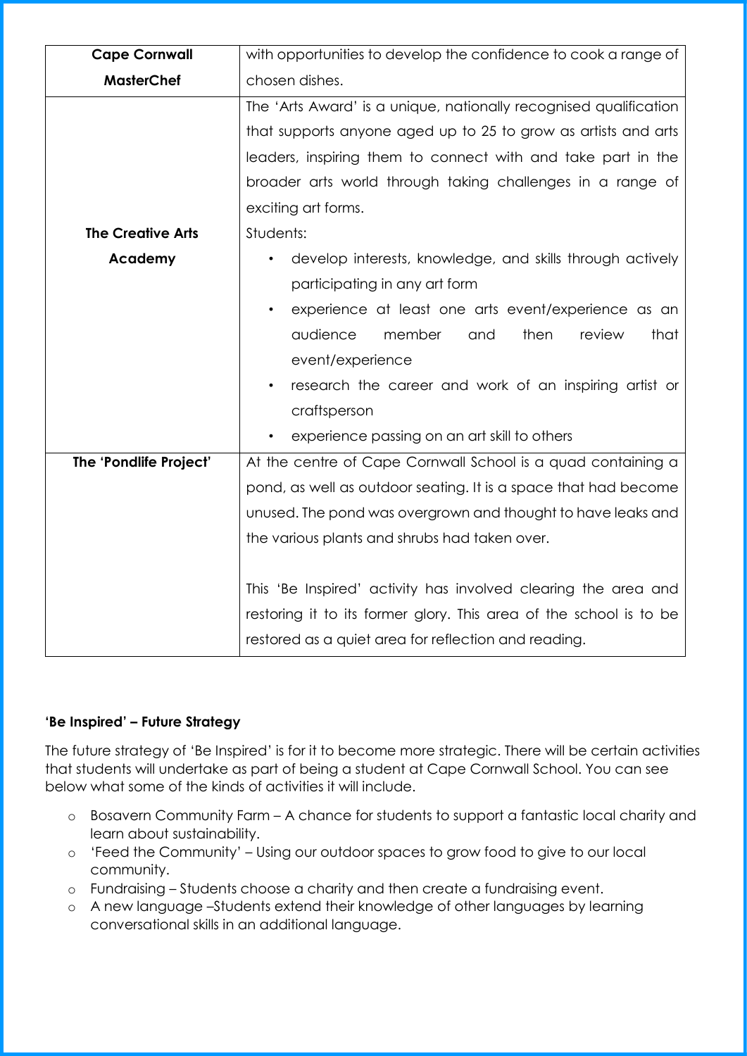| | |
|---|---|
| **Cape Cornwall MasterChef** | with opportunities to develop the confidence to cook a range of chosen dishes. |
| **The Creative Arts Academy** | The 'Arts Award' is a unique, nationally recognised qualification that supports anyone aged up to 25 to grow as artists and arts leaders, inspiring them to connect with and take part in the broader arts world through taking challenges in a range of exciting art forms.<br>Students:<br>• develop interests, knowledge, and skills through actively participating in any art form<br>• experience at least one arts event/experience as an audience member and then review that event/experience<br>• research the career and work of an inspiring artist or craftsperson<br>• experience passing on an art skill to others |
| **The 'Pondlife Project'** | At the centre of Cape Cornwall School is a quad containing a pond, as well as outdoor seating. It is a space that had become unused. The pond was overgrown and thought to have leaks and the various plants and shrubs had taken over.<br><br>This 'Be Inspired' activity has involved clearing the area and restoring it to its former glory. This area of the school is to be restored as a quiet area for reflection and reading. |

**'Be Inspired' – Future Strategy**

The future strategy of 'Be Inspired' is for it to become more strategic. There will be certain activities that students will undertake as part of being a student at Cape Cornwall School. You can see below what some of the kinds of activities it will include.

- Bosavern Community Farm – A chance for students to support a fantastic local charity and learn about sustainability.
- 'Feed the Community' – Using our outdoor spaces to grow food to give to our local community.
- Fundraising – Students choose a charity and then create a fundraising event.
- A new language –Students extend their knowledge of other languages by learning conversational skills in an additional language.